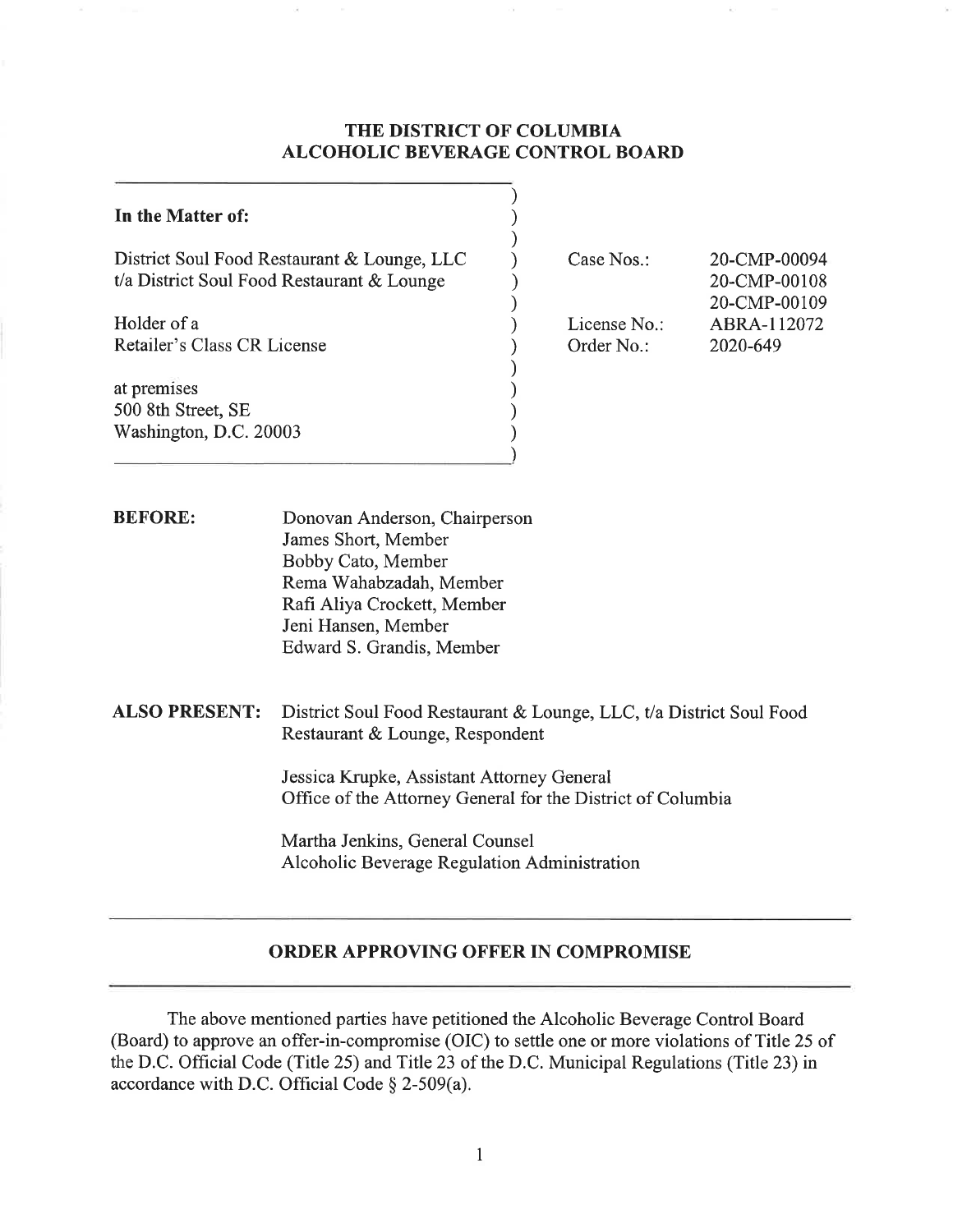# THE DISTRICT OF COLUMBIA
# ALCOHOLIC BEVERAGE CONTROL BOARD

| | | |
|---|---|---|
| **In the Matter of:** | | |
| District Soul Food Restaurant & Lounge, LLC t/a District Soul Food Restaurant & Lounge | Case Nos.: | 20-CMP-00094<br>20-CMP-00108<br>20-CMP-00109 |
| Holder of a Retailer's Class CR License | License No.:<br>Order No.: | ABRA-112072<br>2020-649 |
| at premises<br>500 8th Street, SE<br>Washington, D.C. 20003 | | |

**BEFORE:**

Donovan Anderson, Chairperson
James Short, Member
Bobby Cato, Member
Rema Wahabzadah, Member
Rafi Aliya Crockett, Member
Jeni Hansen, Member
Edward S. Grandis, Member

**ALSO PRESENT:**

District Soul Food Restaurant & Lounge, LLC, t/a District Soul Food Restaurant & Lounge, Respondent

Jessica Krupke, Assistant Attorney General
Office of the Attorney General for the District of Columbia

Martha Jenkins, General Counsel
Alcoholic Beverage Regulation Administration

---

## ORDER APPROVING OFFER IN COMPROMISE

---

The above mentioned parties have petitioned the Alcoholic Beverage Control Board (Board) to approve an offer-in-compromise (OIC) to settle one or more violations of Title 25 of the D.C. Official Code (Title 25) and Title 23 of the D.C. Municipal Regulations (Title 23) in accordance with D.C. Official Code § 2-509(a).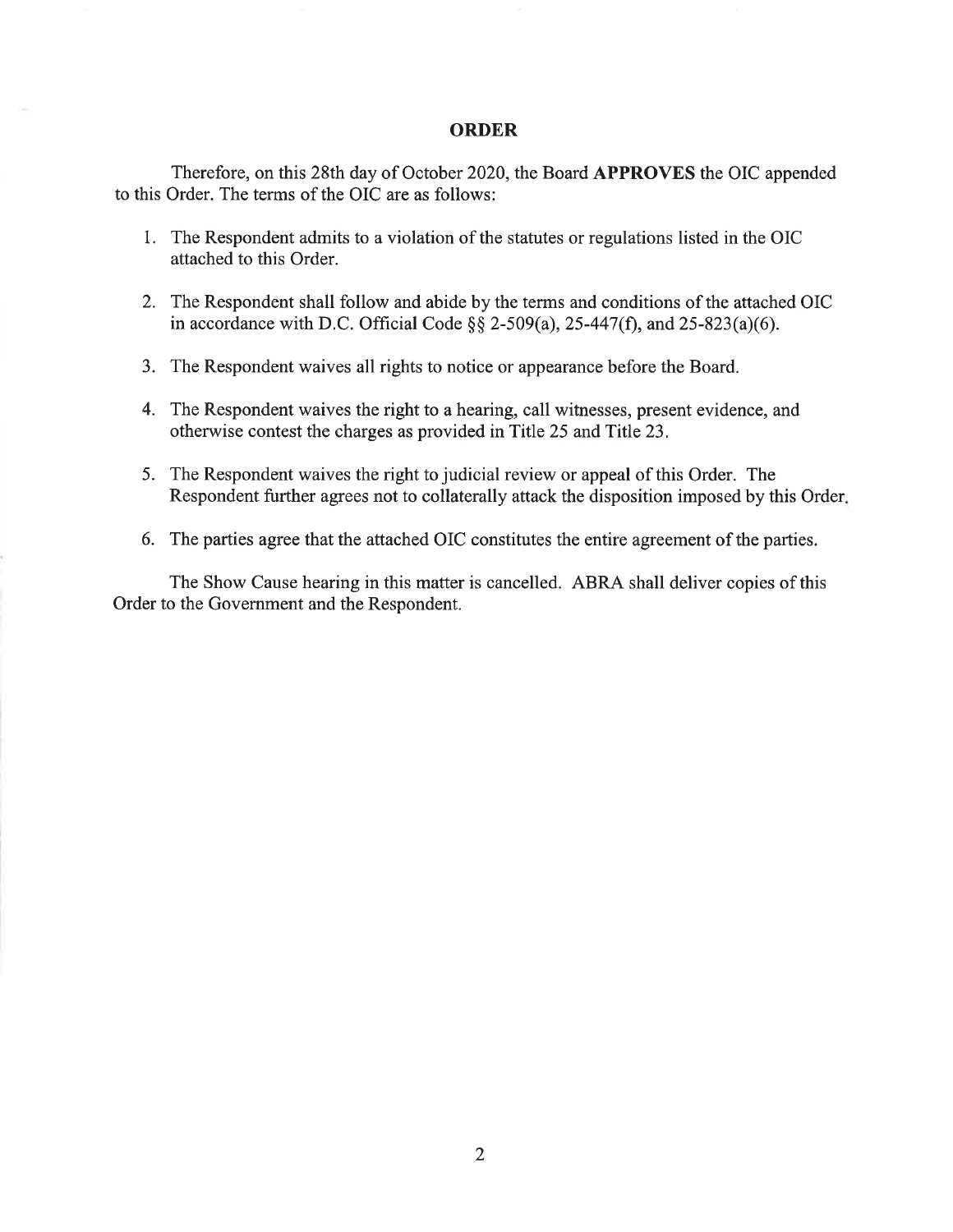## ORDER

Therefore, on this 28th day of October 2020, the Board **APPROVES** the OIC appended to this Order. The terms of the OIC are as follows:

1. The Respondent admits to a violation of the statutes or regulations listed in the OIC attached to this Order.

2. The Respondent shall follow and abide by the terms and conditions of the attached OIC in accordance with D.C. Official Code §§ 2-509(a), 25-447(f), and 25-823(a)(6).

3. The Respondent waives all rights to notice or appearance before the Board.

4. The Respondent waives the right to a hearing, call witnesses, present evidence, and otherwise contest the charges as provided in Title 25 and Title 23.

5. The Respondent waives the right to judicial review or appeal of this Order. The Respondent further agrees not to collaterally attack the disposition imposed by this Order.

6. The parties agree that the attached OIC constitutes the entire agreement of the parties.

The Show Cause hearing in this matter is cancelled. ABRA shall deliver copies of this Order to the Government and the Respondent.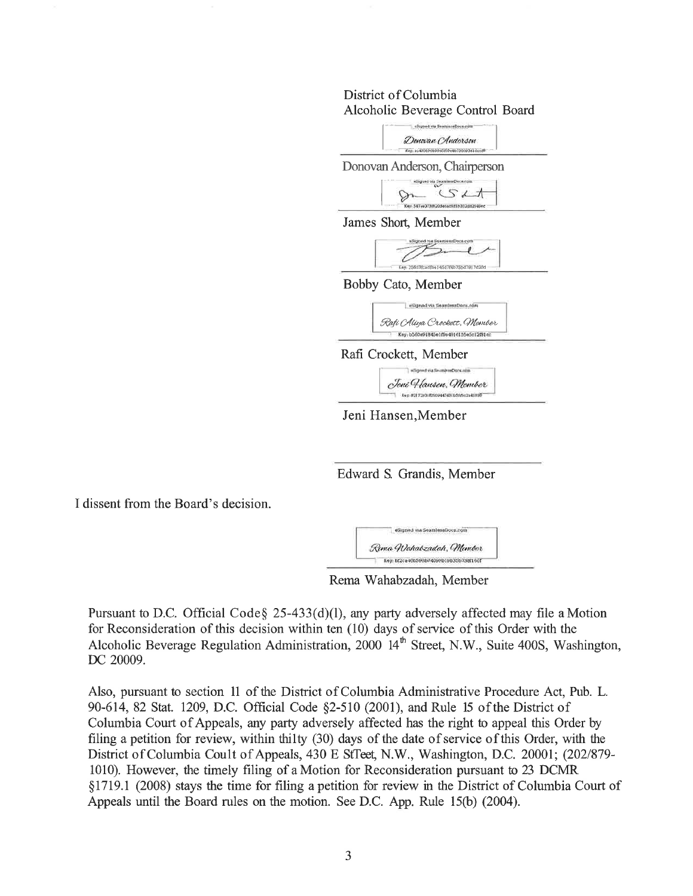District of Columbia
Alcoholic Beverage Control Board

Donovan Anderson, Chairperson

James Short, Member

Bobby Cato, Member

Rafi Crockett, Member

Jeni Hansen, Member

Edward S. Grandis, Member

I dissent from the Board's decision.

Rema Wahabzadah, Member

Pursuant to D.C. Official Code § 25-433(d)(1), any party adversely affected may file a Motion for Reconsideration of this decision within ten (10) days of service of this Order with the Alcoholic Beverage Regulation Administration, 2000 14th Street, N.W., Suite 400S, Washington, DC 20009.

Also, pursuant to section 11 of the District of Columbia Administrative Procedure Act, Pub. L. 90-614, 82 Stat. 1209, D.C. Official Code §2-510 (2001), and Rule 15 of the District of Columbia Court of Appeals, any party adversely affected has the right to appeal this Order by filing a petition for review, within thirty (30) days of the date of service of this Order, with the District of Columbia Court of Appeals, 430 E Street, N.W., Washington, D.C. 20001; (202/879-1010). However, the timely filing of a Motion for Reconsideration pursuant to 23 DCMR §1719.1 (2008) stays the time for filing a petition for review in the District of Columbia Court of Appeals until the Board rules on the motion. See D.C. App. Rule 15(b) (2004).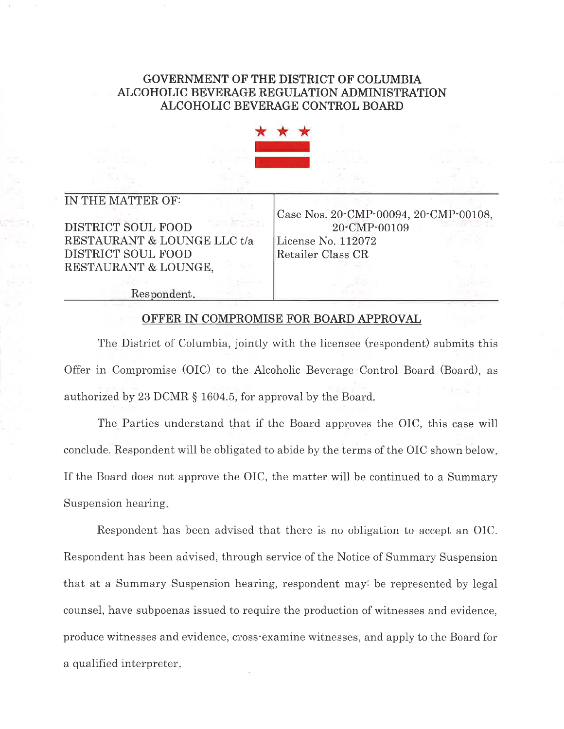GOVERNMENT OF THE DISTRICT OF COLUMBIA
ALCOHOLIC BEVERAGE REGULATION ADMINISTRATION
ALCOHOLIC BEVERAGE CONTROL BOARD

| IN THE MATTER OF:<br><br>DISTRICT SOUL FOOD RESTAURANT & LOUNGE LLC t/a DISTRICT SOUL FOOD RESTAURANT & LOUNGE,<br><br>Respondent. | Case Nos. 20-CMP-00094, 20-CMP-00108, 20-CMP-00109<br>License No. 112072<br>Retailer Class CR |
|---|---|

## OFFER IN COMPROMISE FOR BOARD APPROVAL

The District of Columbia, jointly with the licensee (respondent) submits this Offer in Compromise (OIC) to the Alcoholic Beverage Control Board (Board), as authorized by 23 DCMR § 1604.5, for approval by the Board.

The Parties understand that if the Board approves the OIC, this case will conclude. Respondent will be obligated to abide by the terms of the OIC shown below. If the Board does not approve the OIC, the matter will be continued to a Summary Suspension hearing.

Respondent has been advised that there is no obligation to accept an OIC. Respondent has been advised, through service of the Notice of Summary Suspension that at a Summary Suspension hearing, respondent may: be represented by legal counsel, have subpoenas issued to require the production of witnesses and evidence, produce witnesses and evidence, cross-examine witnesses, and apply to the Board for a qualified interpreter.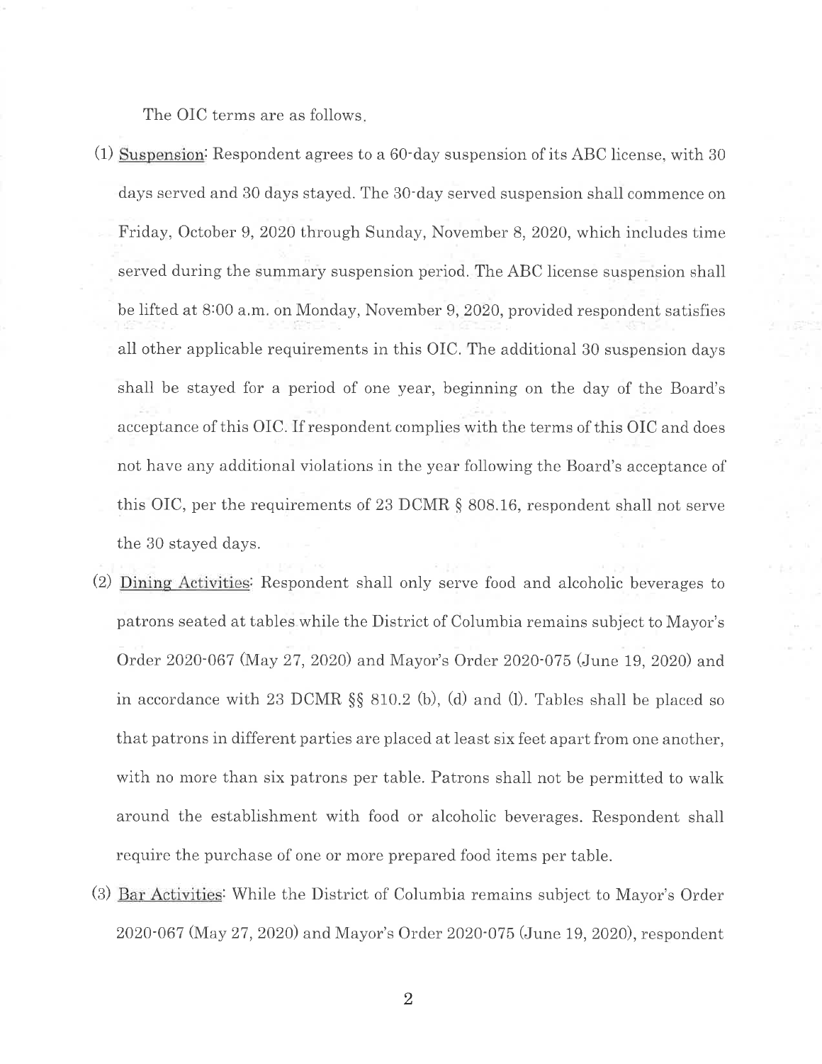The OIC terms are as follows.

(1) Suspension: Respondent agrees to a 60-day suspension of its ABC license, with 30 days served and 30 days stayed. The 30-day served suspension shall commence on Friday, October 9, 2020 through Sunday, November 8, 2020, which includes time served during the summary suspension period. The ABC license suspension shall be lifted at 8:00 a.m. on Monday, November 9, 2020, provided respondent satisfies all other applicable requirements in this OIC. The additional 30 suspension days shall be stayed for a period of one year, beginning on the day of the Board's acceptance of this OIC. If respondent complies with the terms of this OIC and does not have any additional violations in the year following the Board's acceptance of this OIC, per the requirements of 23 DCMR § 808.16, respondent shall not serve the 30 stayed days.

(2) Dining Activities: Respondent shall only serve food and alcoholic beverages to patrons seated at tables while the District of Columbia remains subject to Mayor's Order 2020-067 (May 27, 2020) and Mayor's Order 2020-075 (June 19, 2020) and in accordance with 23 DCMR §§ 810.2 (b), (d) and (l). Tables shall be placed so that patrons in different parties are placed at least six feet apart from one another, with no more than six patrons per table. Patrons shall not be permitted to walk around the establishment with food or alcoholic beverages. Respondent shall require the purchase of one or more prepared food items per table.

(3) Bar Activities: While the District of Columbia remains subject to Mayor's Order 2020-067 (May 27, 2020) and Mayor's Order 2020-075 (June 19, 2020), respondent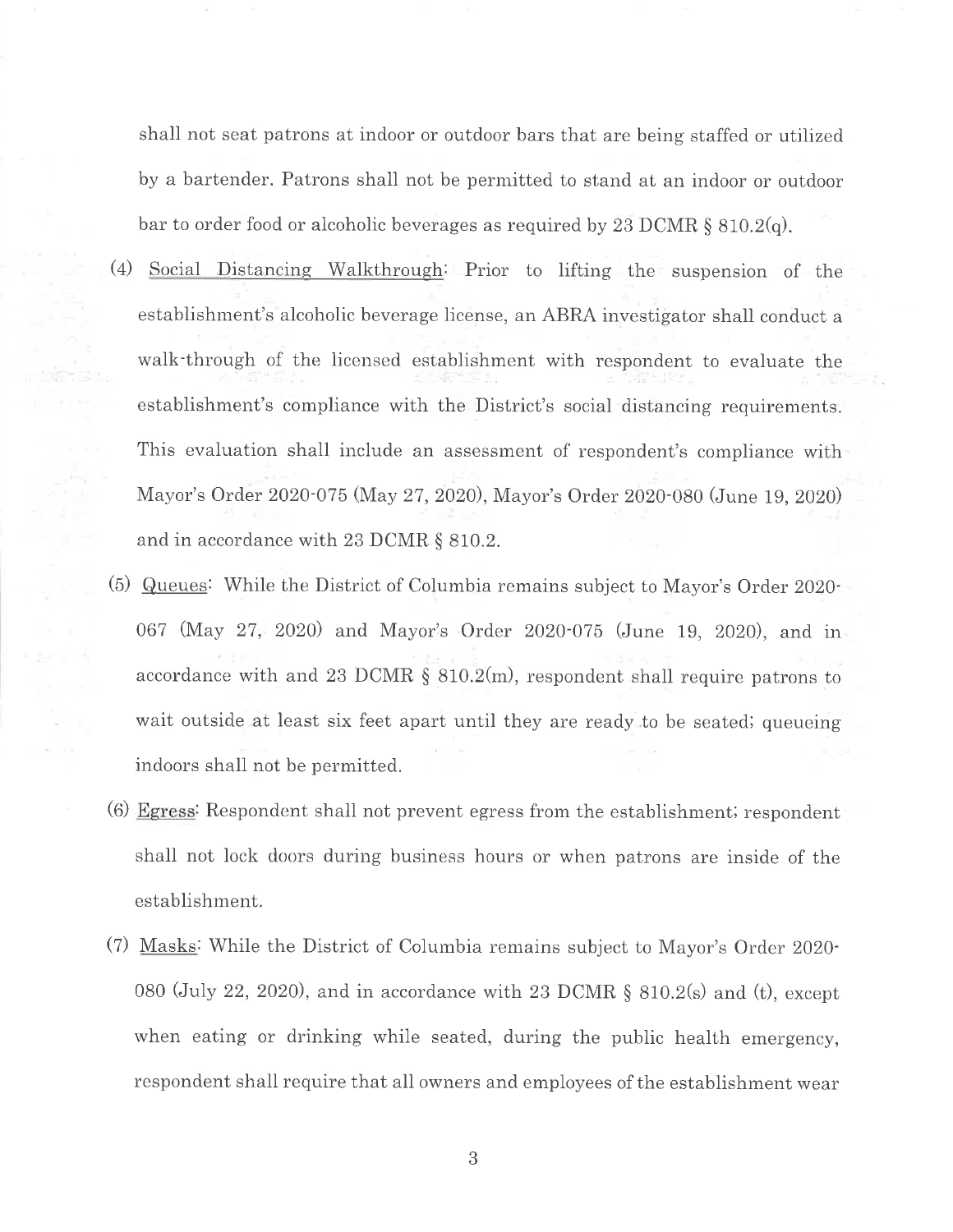shall not seat patrons at indoor or outdoor bars that are being staffed or utilized by a bartender. Patrons shall not be permitted to stand at an indoor or outdoor bar to order food or alcoholic beverages as required by 23 DCMR § 810.2(q).

(4) Social Distancing Walkthrough: Prior to lifting the suspension of the establishment's alcoholic beverage license, an ABRA investigator shall conduct a walk-through of the licensed establishment with respondent to evaluate the establishment's compliance with the District's social distancing requirements. This evaluation shall include an assessment of respondent's compliance with Mayor's Order 2020-075 (May 27, 2020), Mayor's Order 2020-080 (June 19, 2020) and in accordance with 23 DCMR § 810.2.

(5) Queues: While the District of Columbia remains subject to Mayor's Order 2020-067 (May 27, 2020) and Mayor's Order 2020-075 (June 19, 2020), and in accordance with and 23 DCMR § 810.2(m), respondent shall require patrons to wait outside at least six feet apart until they are ready to be seated; queueing indoors shall not be permitted.

(6) Egress: Respondent shall not prevent egress from the establishment; respondent shall not lock doors during business hours or when patrons are inside of the establishment.

(7) Masks: While the District of Columbia remains subject to Mayor's Order 2020-080 (July 22, 2020), and in accordance with 23 DCMR § 810.2(s) and (t), except when eating or drinking while seated, during the public health emergency, respondent shall require that all owners and employees of the establishment wear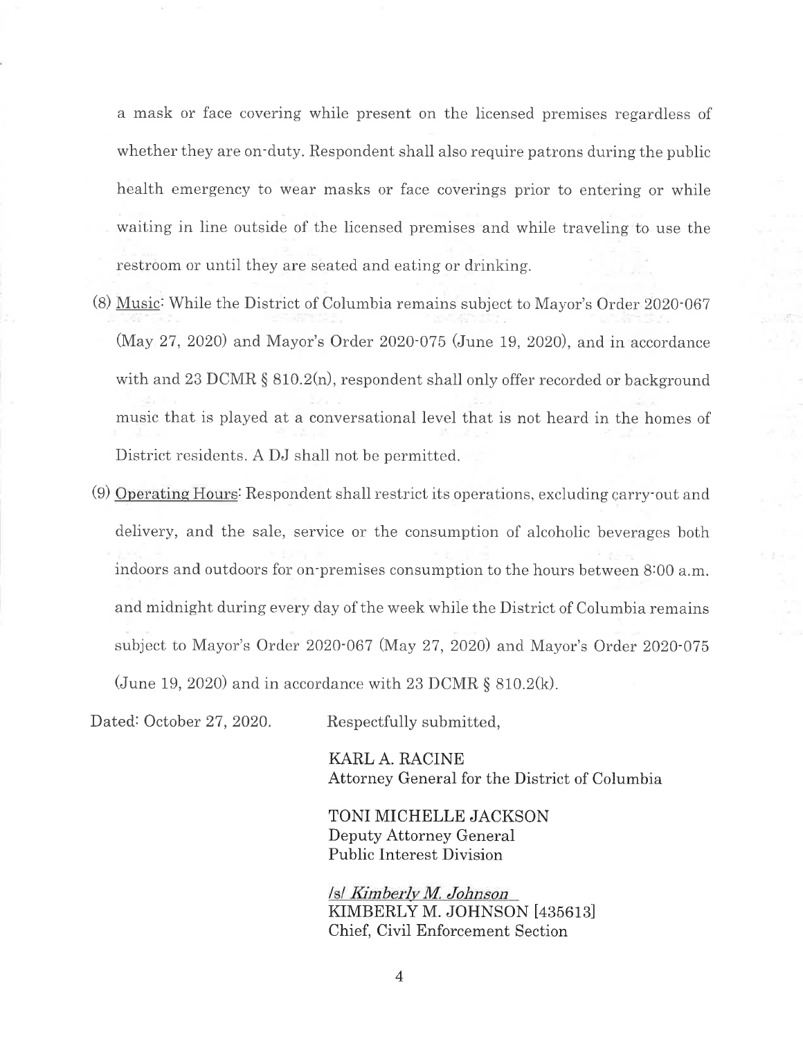a mask or face covering while present on the licensed premises regardless of whether they are on-duty. Respondent shall also require patrons during the public health emergency to wear masks or face coverings prior to entering or while waiting in line outside of the licensed premises and while traveling to use the restroom or until they are seated and eating or drinking.

(8) Music: While the District of Columbia remains subject to Mayor's Order 2020-067 (May 27, 2020) and Mayor's Order 2020-075 (June 19, 2020), and in accordance with and 23 DCMR § 810.2(n), respondent shall only offer recorded or background music that is played at a conversational level that is not heard in the homes of District residents. A DJ shall not be permitted.

(9) Operating Hours: Respondent shall restrict its operations, excluding carry-out and delivery, and the sale, service or the consumption of alcoholic beverages both indoors and outdoors for on-premises consumption to the hours between 8:00 a.m. and midnight during every day of the week while the District of Columbia remains subject to Mayor's Order 2020-067 (May 27, 2020) and Mayor's Order 2020-075 (June 19, 2020) and in accordance with 23 DCMR § 810.2(k).

Dated: October 27, 2020.

Respectfully submitted,

KARL A. RACINE
Attorney General for the District of Columbia

TONI MICHELLE JACKSON
Deputy Attorney General
Public Interest Division

/s/ *Kimberly M. Johnson*
KIMBERLY M. JOHNSON [435613]
Chief, Civil Enforcement Section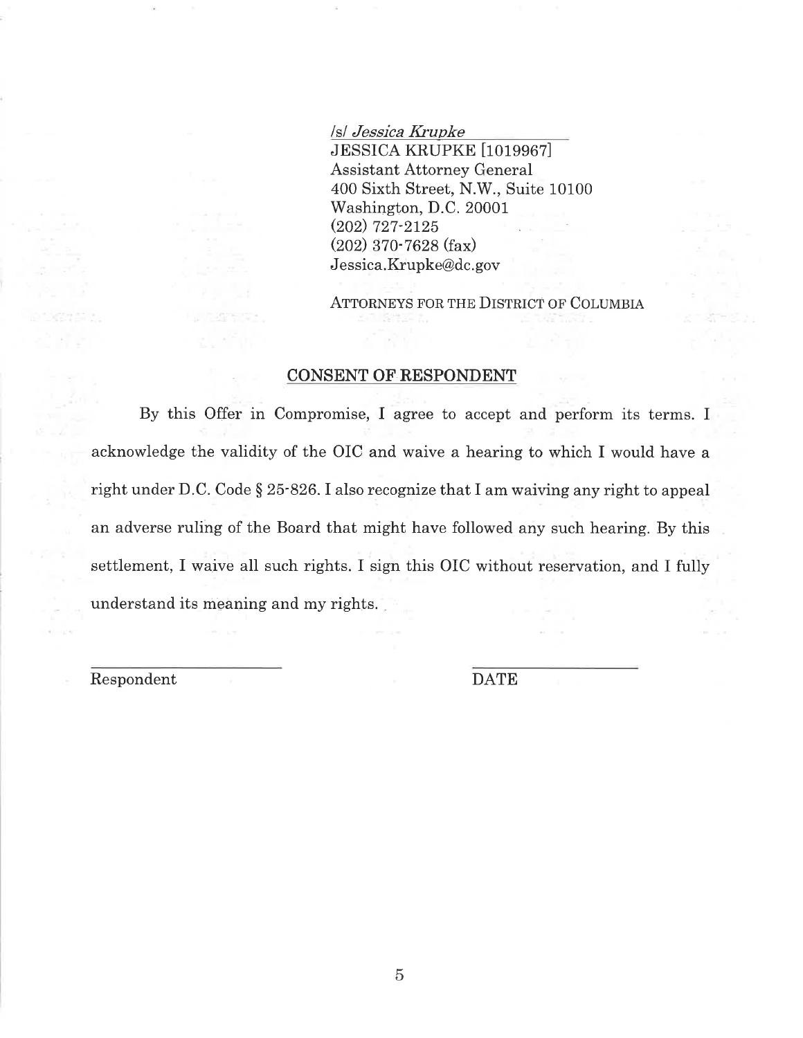/s/ *Jessica Krupke*
JESSICA KRUPKE [1019967]
Assistant Attorney General
400 Sixth Street, N.W., Suite 10100
Washington, D.C. 20001
(202) 727-2125
(202) 370-7628 (fax)
Jessica.Krupke@dc.gov

ATTORNEYS FOR THE DISTRICT OF COLUMBIA

## CONSENT OF RESPONDENT

By this Offer in Compromise, I agree to accept and perform its terms. I acknowledge the validity of the OIC and waive a hearing to which I would have a right under D.C. Code § 25-826. I also recognize that I am waiving any right to appeal an adverse ruling of the Board that might have followed any such hearing. By this settlement, I waive all such rights. I sign this OIC without reservation, and I fully understand its meaning and my rights.

_______________________ 		_______________________
Respondent 		DATE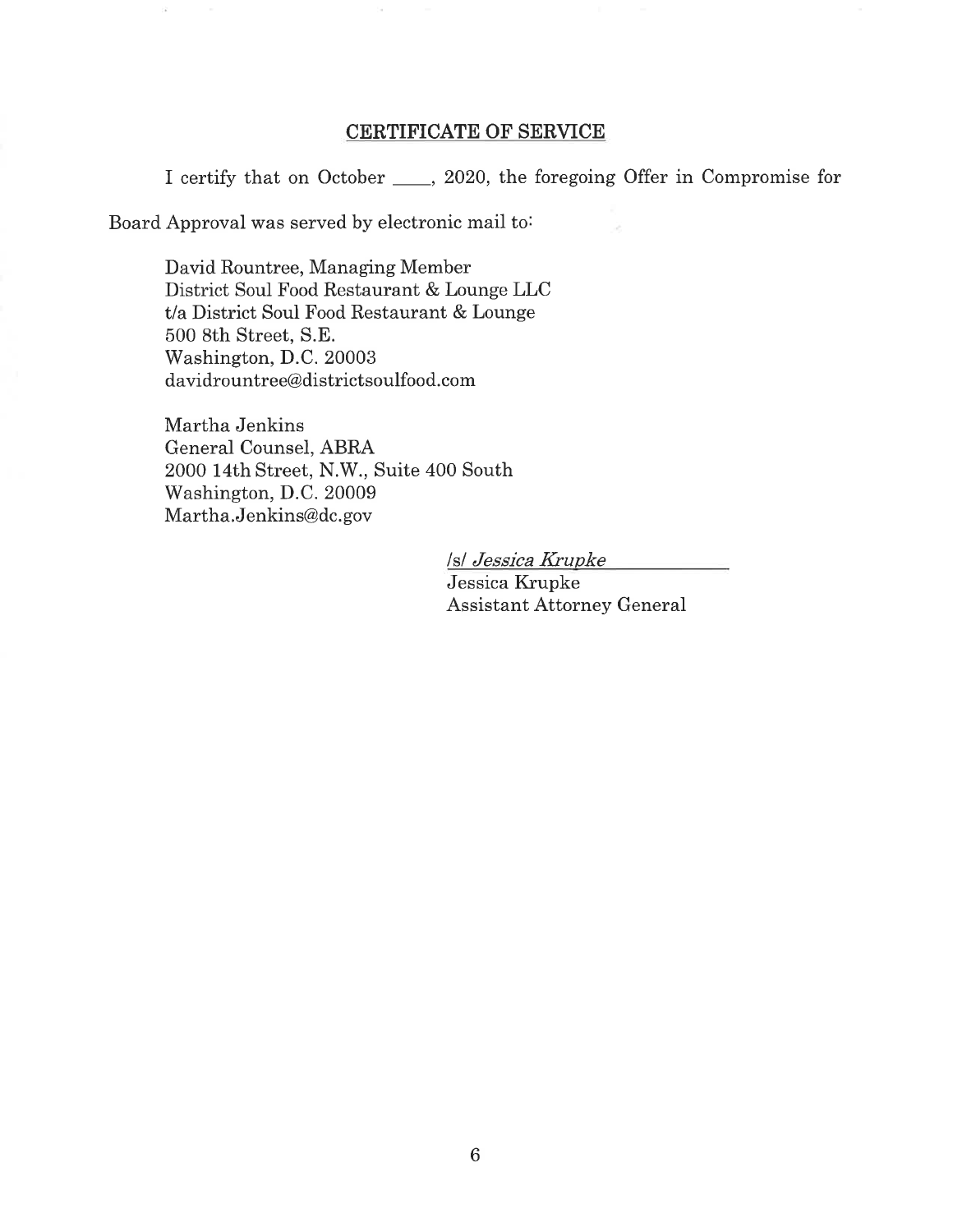## CERTIFICATE OF SERVICE

I certify that on October \_\_\_\_, 2020, the foregoing Offer in Compromise for Board Approval was served by electronic mail to:

David Rountree, Managing Member
District Soul Food Restaurant & Lounge LLC
t/a District Soul Food Restaurant & Lounge
500 8th Street, S.E.
Washington, D.C. 20003
davidrountree@districtsoulfood.com

Martha Jenkins
General Counsel, ABRA
2000 14th Street, N.W., Suite 400 South
Washington, D.C. 20009
Martha.Jenkins@dc.gov

/s/ *Jessica Krupke*
Jessica Krupke
Assistant Attorney General